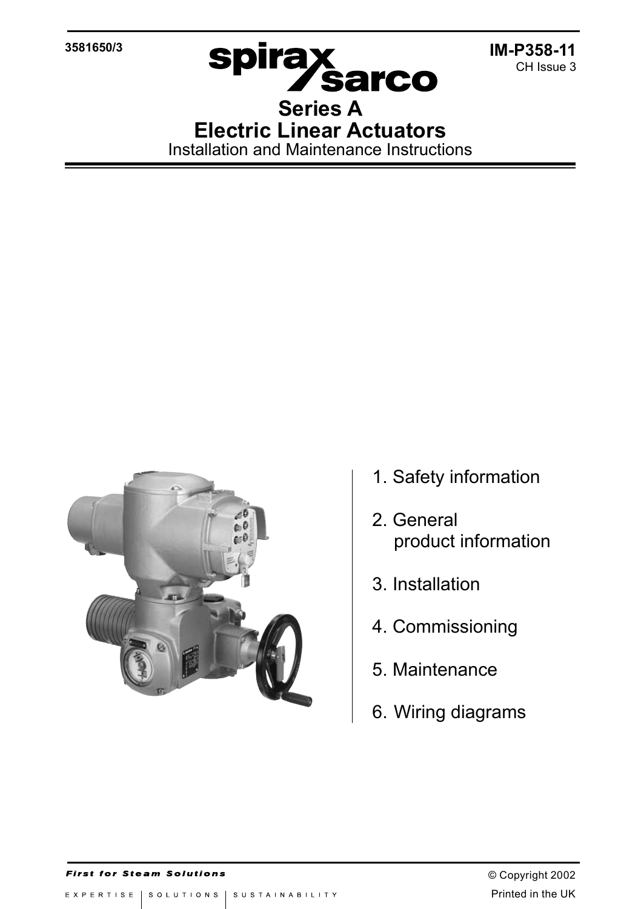3581650/3

**IM-P358-11**
CH Issue 3

spirax sarco

# Series A
# Electric Linear Actuators

Installation and Maintenance Instructions

1. Safety information
2. General product information
3. Installation
4. Commissioning
5. Maintenance
6. Wiring diagrams

*First for Steam Solutions*

EXPERTISE | SOLUTIONS | SUSTAINABILITY

© Copyright 2002

Printed in the UK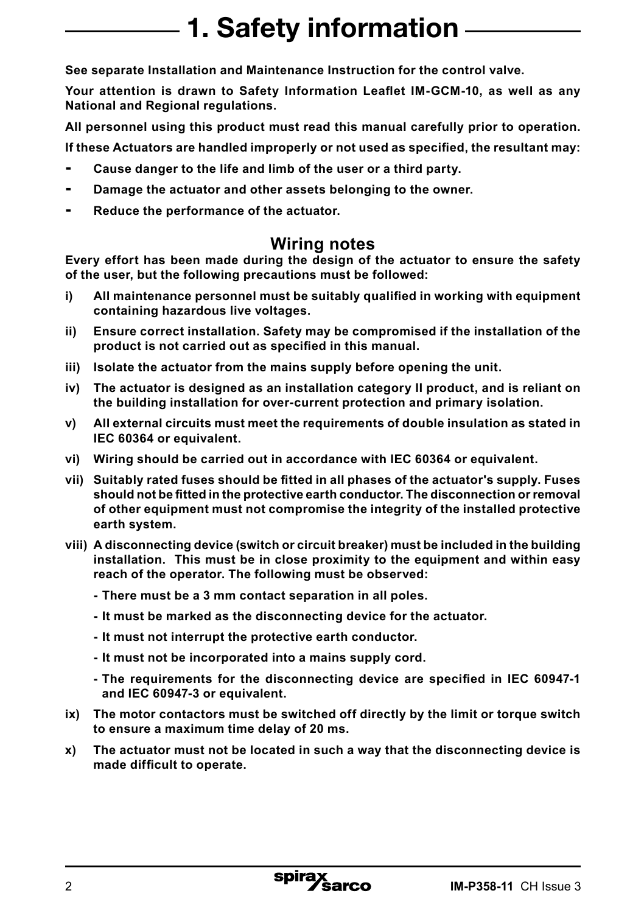# 1. Safety information

**See separate Installation and Maintenance Instruction for the control valve.**

**Your attention is drawn to Safety Information Leaflet IM-GCM-10, as well as any National and Regional regulations.**

**All personnel using this product must read this manual carefully prior to operation.**

**If these Actuators are handled improperly or not used as specified, the resultant may:**

- **Cause danger to the life and limb of the user or a third party.**
- **Damage the actuator and other assets belonging to the owner.**
- **Reduce the performance of the actuator.**

## Wiring notes

**Every effort has been made during the design of the actuator to ensure the safety of the user, but the following precautions must be followed:**

**i) All maintenance personnel must be suitably qualified in working with equipment containing hazardous live voltages.**

**ii) Ensure correct installation. Safety may be compromised if the installation of the product is not carried out as specified in this manual.**

**iii) Isolate the actuator from the mains supply before opening the unit.**

**iv) The actuator is designed as an installation category II product, and is reliant on the building installation for over-current protection and primary isolation.**

**v) All external circuits must meet the requirements of double insulation as stated in IEC 60364 or equivalent.**

**vi) Wiring should be carried out in accordance with IEC 60364 or equivalent.**

**vii) Suitably rated fuses should be fitted in all phases of the actuator's supply. Fuses should not be fitted in the protective earth conductor. The disconnection or removal of other equipment must not compromise the integrity of the installed protective earth system.**

**viii) A disconnecting device (switch or circuit breaker) must be included in the building installation. This must be in close proximity to the equipment and within easy reach of the operator. The following must be observed:**

- **There must be a 3 mm contact separation in all poles.**
- **It must be marked as the disconnecting device for the actuator.**
- **It must not interrupt the protective earth conductor.**
- **It must not be incorporated into a mains supply cord.**
- **The requirements for the disconnecting device are specified in IEC 60947-1 and IEC 60947-3 or equivalent.**

**ix) The motor contactors must be switched off directly by the limit or torque switch to ensure a maximum time delay of 20 ms.**

**x) The actuator must not be located in such a way that the disconnecting device is made difficult to operate.**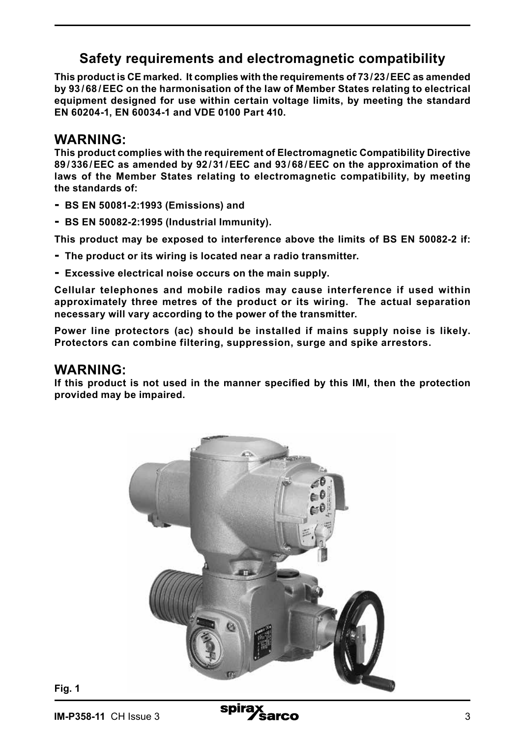## Safety requirements and electromagnetic compatibility

**This product is CE marked. It complies with the requirements of 73/23/EEC as amended by 93/68/EEC on the harmonisation of the law of Member States relating to electrical equipment designed for use within certain voltage limits, by meeting the standard EN 60204-1, EN 60034-1 and VDE 0100 Part 410.**

## WARNING:

**This product complies with the requirement of Electromagnetic Compatibility Directive 89/336/EEC as amended by 92/31/EEC and 93/68/EEC on the approximation of the laws of the Member States relating to electromagnetic compatibility, by meeting the standards of:**

- **BS EN 50081-2:1993 (Emissions) and**
- **BS EN 50082-2:1995 (Industrial Immunity).**

**This product may be exposed to interference above the limits of BS EN 50082-2 if:**

- **The product or its wiring is located near a radio transmitter.**
- **Excessive electrical noise occurs on the main supply.**

**Cellular telephones and mobile radios may cause interference if used within approximately three metres of the product or its wiring. The actual separation necessary will vary according to the power of the transmitter.**

**Power line protectors (ac) should be installed if mains supply noise is likely. Protectors can combine filtering, suppression, surge and spike arrestors.**

## WARNING:

**If this product is not used in the manner specified by this IMI, then the protection provided may be impaired.**

**Fig. 1**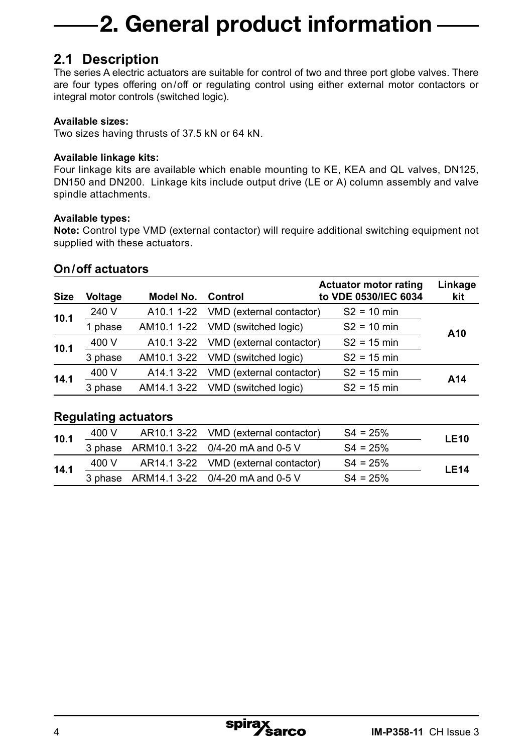# 2. General product information

## 2.1 Description

The series A electric actuators are suitable for control of two and three port globe valves. There are four types offering on/off or regulating control using either external motor contactors or integral motor controls (switched logic).

**Available sizes:**
Two sizes having thrusts of 37.5 kN or 64 kN.

**Available linkage kits:**
Four linkage kits are available which enable mounting to KE, KEA and QL valves, DN125, DN150 and DN200. Linkage kits include output drive (LE or A) column assembly and valve spindle attachments.

**Available types:**
**Note:** Control type VMD (external contactor) will require additional switching equipment not supplied with these actuators.

### On/off actuators

| Size | Voltage | Model No. | Control | Actuator motor rating to VDE 0530/IEC 6034 | Linkage kit |
|---|---|---|---|---|---|
| 10.1 | 240 V | A10.1 1-22 | VMD (external contactor) | S2 = 10 min | A10 |
| | 1 phase | AM10.1 1-22 | VMD (switched logic) | S2 = 10 min | |
| 10.1 | 400 V | A10.1 3-22 | VMD (external contactor) | S2 = 15 min | |
| | 3 phase | AM10.1 3-22 | VMD (switched logic) | S2 = 15 min | |
| 14.1 | 400 V | A14.1 3-22 | VMD (external contactor) | S2 = 15 min | A14 |
| | 3 phase | AM14.1 3-22 | VMD (switched logic) | S2 = 15 min | |

### Regulating actuators

| Size | Voltage | Model No. | Control | Actuator motor rating to VDE 0530/IEC 6034 | Linkage kit |
|---|---|---|---|---|---|
| 10.1 | 400 V | AR10.1 3-22 | VMD (external contactor) | S4 = 25% | LE10 |
| | 3 phase | ARM10.1 3-22 | 0/4-20 mA and 0-5 V | S4 = 25% | |
| 14.1 | 400 V | AR14.1 3-22 | VMD (external contactor) | S4 = 25% | LE14 |
| | 3 phase | ARM14.1 3-22 | 0/4-20 mA and 0-5 V | S4 = 25% | |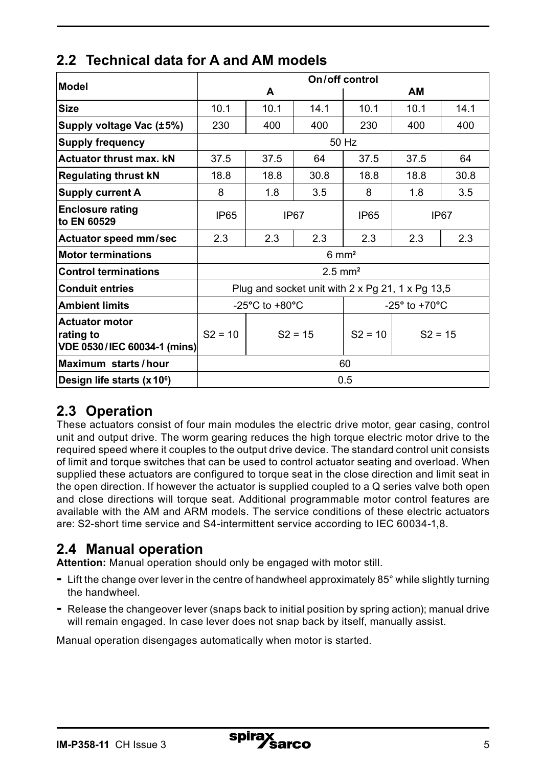## 2.2 Technical data for A and AM models

| Model | On/off control | | | | | |
|---|---|---|---|---|---|---|
| | A | | | AM | | |
| **Size** | 10.1 | 10.1 | 14.1 | 10.1 | 10.1 | 14.1 |
| **Supply voltage Vac (±5%)** | 230 | 400 | 400 | 230 | 400 | 400 |
| **Supply frequency** | 50 Hz | | | | | |
| **Actuator thrust max. kN** | 37.5 | 37.5 | 64 | 37.5 | 37.5 | 64 |
| **Regulating thrust kN** | 18.8 | 18.8 | 30.8 | 18.8 | 18.8 | 30.8 |
| **Supply current A** | 8 | 1.8 | 3.5 | 8 | 1.8 | 3.5 |
| **Enclosure rating to EN 60529** | IP65 | IP67 | | IP65 | IP67 | |
| **Actuator speed mm/sec** | 2.3 | 2.3 | 2.3 | 2.3 | 2.3 | 2.3 |
| **Motor terminations** | 6 mm² | | | | | |
| **Control terminations** | 2.5 mm² | | | | | |
| **Conduit entries** | Plug and socket unit with 2 x Pg 21, 1 x Pg 13,5 | | | | | |
| **Ambient limits** | -25°C to +80°C | | | -25° to +70°C | | |
| **Actuator motor rating to VDE 0530/IEC 60034-1 (mins)** | S2 = 10 | S2 = 15 | | S2 = 10 | S2 = 15 | |
| **Maximum starts/hour** | 60 | | | | | |
| **Design life starts (x10⁶)** | 0.5 | | | | | |

## 2.3 Operation

These actuators consist of four main modules the electric drive motor, gear casing, control unit and output drive. The worm gearing reduces the high torque electric motor drive to the required speed where it couples to the output drive device. The standard control unit consists of limit and torque switches that can be used to control actuator seating and overload. When supplied these actuators are configured to torque seat in the close direction and limit seat in the open direction. If however the actuator is supplied coupled to a Q series valve both open and close directions will torque seat. Additional programmable motor control features are available with the AM and ARM models. The service conditions of these electric actuators are: S2-short time service and S4-intermittent service according to IEC 60034-1,8.

## 2.4 Manual operation

**Attention:** Manual operation should only be engaged with motor still.

- Lift the change over lever in the centre of handwheel approximately 85° while slightly turning the handwheel.
- Release the changeover lever (snaps back to initial position by spring action); manual drive will remain engaged. In case lever does not snap back by itself, manually assist.

Manual operation disengages automatically when motor is started.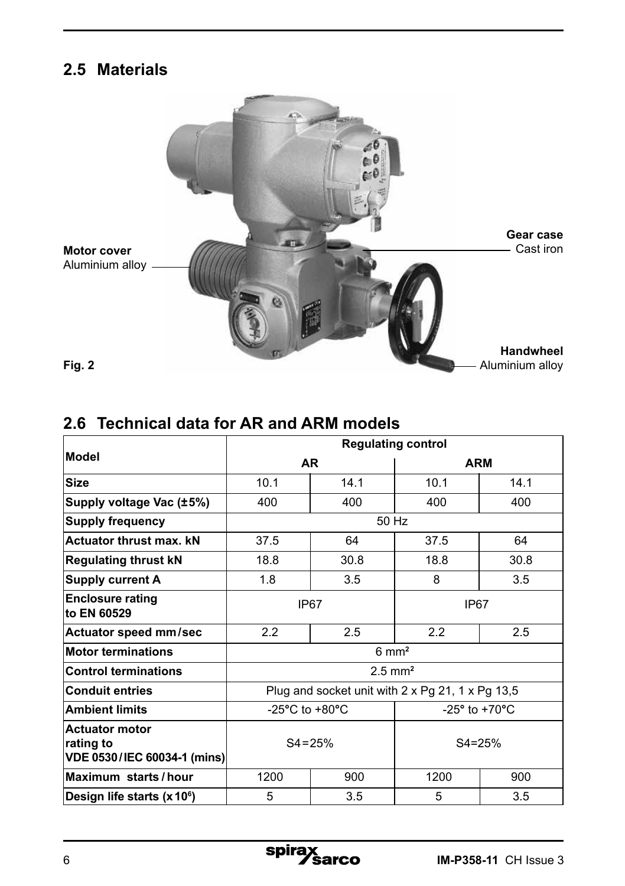## 2.5 Materials

**Motor cover**
Aluminium alloy

**Gear case**
Cast iron

**Handwheel**
Aluminium alloy

**Fig. 2**

## 2.6 Technical data for AR and ARM models

| Model | Regulating control | | | |
|---|---|---|---|---|
| | AR | | ARM | |
| **Size** | 10.1 | 14.1 | 10.1 | 14.1 |
| **Supply voltage Vac (±5%)** | 400 | 400 | 400 | 400 |
| **Supply frequency** | 50 Hz | | | |
| **Actuator thrust max. kN** | 37.5 | 64 | 37.5 | 64 |
| **Regulating thrust kN** | 18.8 | 30.8 | 18.8 | 30.8 |
| **Supply current A** | 1.8 | 3.5 | 8 | 3.5 |
| **Enclosure rating to EN 60529** | IP67 | | IP67 | |
| **Actuator speed mm/sec** | 2.2 | 2.5 | 2.2 | 2.5 |
| **Motor terminations** | 6 mm² | | | |
| **Control terminations** | 2.5 mm² | | | |
| **Conduit entries** | Plug and socket unit with 2 x Pg 21, 1 x Pg 13,5 | | | |
| **Ambient limits** | -25°C to +80°C | | -25° to +70°C | |
| **Actuator motor rating to VDE 0530/IEC 60034-1 (mins)** | S4=25% | | S4=25% | |
| **Maximum starts/hour** | 1200 | 900 | 1200 | 900 |
| **Design life starts (x $10^6$)** | 5 | 3.5 | 5 | 3.5 |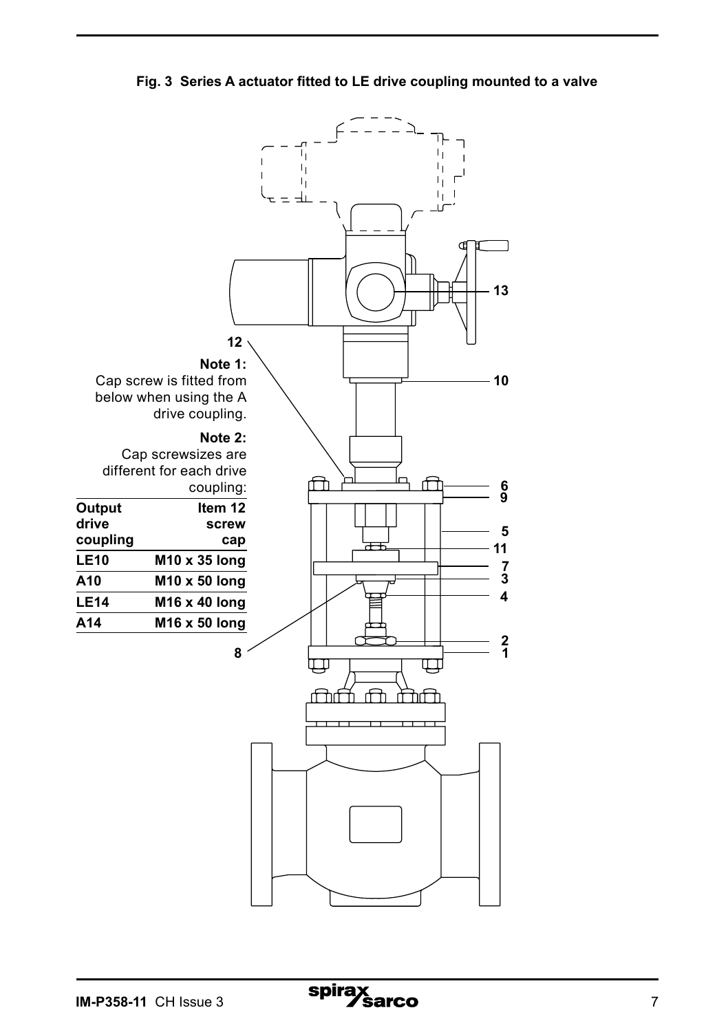**Fig. 3 Series A actuator fitted to LE drive coupling mounted to a valve**

**Note 1:**
Cap screw is fitted from below when using the A drive coupling.

**Note 2:**
Cap screwsizes are different for each drive coupling:

| Output drive coupling | Item 12 screw cap |
|---|---|
| LE10 | M10 x 35 long |
| A10 | M10 x 50 long |
| LE14 | M16 x 40 long |
| A14 | M16 x 50 long |

12

10

13

6

9

5

11

7

3

4

2

1

8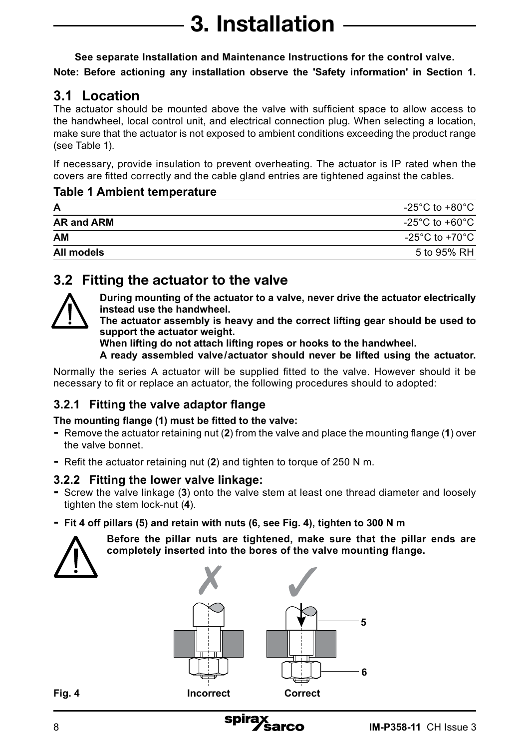# 3. Installation

**See separate Installation and Maintenance Instructions for the control valve.**

**Note: Before actioning any installation observe the 'Safety information' in Section 1.**

## 3.1 Location

The actuator should be mounted above the valve with sufficient space to allow access to the handwheel, local control unit, and electrical connection plug. When selecting a location, make sure that the actuator is not exposed to ambient conditions exceeding the product range (see Table 1).

If necessary, provide insulation to prevent overheating. The actuator is IP rated when the covers are fitted correctly and the cable gland entries are tightened against the cables.

### Table 1 Ambient temperature

| | |
|---|---|
| **A** | -25°C to +80°C |
| **AR and ARM** | -25°C to +60°C |
| **AM** | -25°C to +70°C |
| **All models** | 5 to 95% RH |

## 3.2 Fitting the actuator to the valve

**During mounting of the actuator to a valve, never drive the actuator electrically instead use the handwheel.**

**The actuator assembly is heavy and the correct lifting gear should be used to support the actuator weight.**

**When lifting do not attach lifting ropes or hooks to the handwheel.**

**A ready assembled valve/actuator should never be lifted using the actuator.**

Normally the series A actuator will be supplied fitted to the valve. However should it be necessary to fit or replace an actuator, the following procedures should to adopted:

### 3.2.1 Fitting the valve adaptor flange

**The mounting flange (1) must be fitted to the valve:**

- Remove the actuator retaining nut (**2**) from the valve and place the mounting flange (**1**) over the valve bonnet.
- Refit the actuator retaining nut (**2**) and tighten to torque of 250 N m.

### 3.2.2 Fitting the lower valve linkage:

- Screw the valve linkage (**3**) onto the valve stem at least one thread diameter and loosely tighten the stem lock-nut (**4**).
- **Fit 4 off pillars (5) and retain with nuts (6, see Fig. 4), tighten to 300 N m**

**Before the pillar nuts are tightened, make sure that the pillar ends are completely inserted into the bores of the valve mounting flange.**

✗ ✓

5

6

**Fig. 4** **Incorrect** **Correct**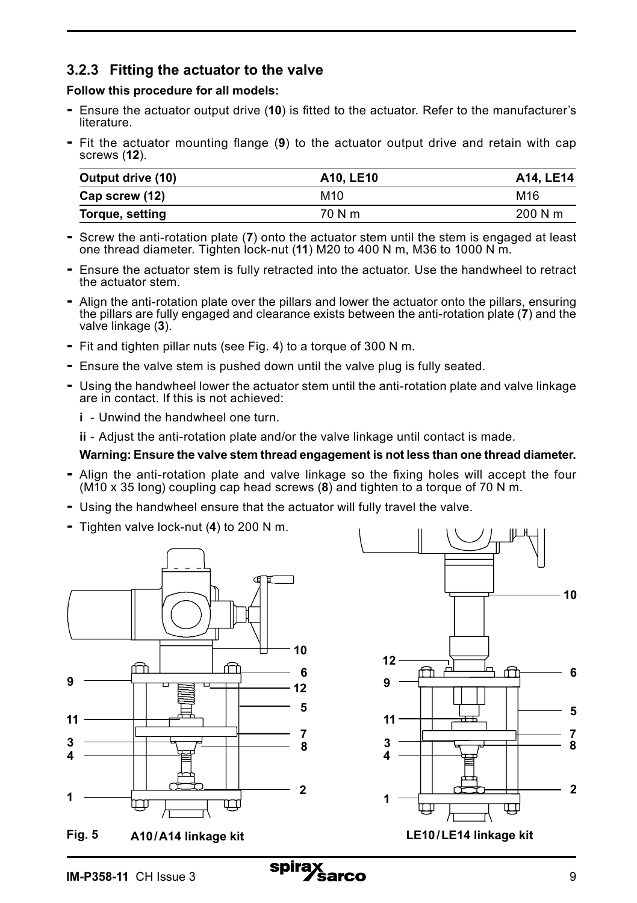### 3.2.3 Fitting the actuator to the valve

**Follow this procedure for all models:**

- Ensure the actuator output drive (**10**) is fitted to the actuator. Refer to the manufacturer's literature.
- Fit the actuator mounting flange (**9**) to the actuator output drive and retain with cap screws (**12**).

| Output drive (10) | A10, LE10 | A14, LE14 |
|---|---|---|
| Cap screw (12) | M10 | M16 |
| Torque, setting | 70 N m | 200 N m |

- Screw the anti-rotation plate (**7**) onto the actuator stem until the stem is engaged at least one thread diameter. Tighten lock-nut (**11**) M20 to 400 N m, M36 to 1000 N m.
- Ensure the actuator stem is fully retracted into the actuator. Use the handwheel to retract the actuator stem.
- Align the anti-rotation plate over the pillars and lower the actuator onto the pillars, ensuring the pillars are fully engaged and clearance exists between the anti-rotation plate (**7**) and the valve linkage (**3**).
- Fit and tighten pillar nuts (see Fig. 4) to a torque of 300 N m.
- Ensure the valve stem is pushed down until the valve plug is fully seated.
- Using the handwheel lower the actuator stem until the anti-rotation plate and valve linkage are in contact. If this is not achieved:

  **i** - Unwind the handwheel one turn.

  **ii** - Adjust the anti-rotation plate and/or the valve linkage until contact is made.

  **Warning: Ensure the valve stem thread engagement is not less than one thread diameter.**

- Align the anti-rotation plate and valve linkage so the fixing holes will accept the four (M10 x 35 long) coupling cap head screws (**8**) and tighten to a torque of 70 N m.
- Using the handwheel ensure that the actuator will fully travel the valve.
- Tighten valve lock-nut (**4**) to 200 N m.

**Fig. 5** **A10/A14 linkage kit** **LE10/LE14 linkage kit**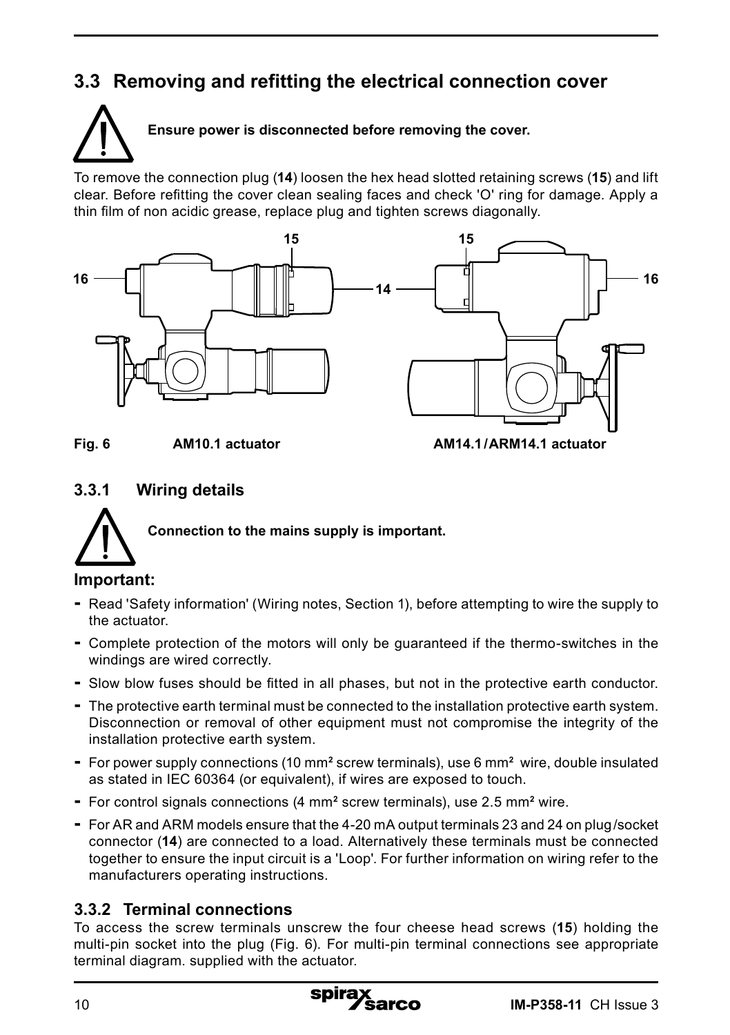## 3.3 Removing and refitting the electrical connection cover

**Ensure power is disconnected before removing the cover.**

To remove the connection plug (**14**) loosen the hex head slotted retaining screws (**15**) and lift clear. Before refitting the cover clean sealing faces and check 'O' ring for damage. Apply a thin film of non acidic grease, replace plug and tighten screws diagonally.

**Fig. 6** **AM10.1 actuator** **AM14.1/ARM14.1 actuator**

### 3.3.1 Wiring details

**Connection to the mains supply is important.**

**Important:**

- Read 'Safety information' (Wiring notes, Section 1), before attempting to wire the supply to the actuator.
- Complete protection of the motors will only be guaranteed if the thermo-switches in the windings are wired correctly.
- Slow blow fuses should be fitted in all phases, but not in the protective earth conductor.
- The protective earth terminal must be connected to the installation protective earth system. Disconnection or removal of other equipment must not compromise the integrity of the installation protective earth system.
- For power supply connections (10 mm² screw terminals), use 6 mm² wire, double insulated as stated in IEC 60364 (or equivalent), if wires are exposed to touch.
- For control signals connections (4 mm² screw terminals), use 2.5 mm² wire.
- For AR and ARM models ensure that the 4-20 mA output terminals 23 and 24 on plug/socket connector (**14**) are connected to a load. Alternatively these terminals must be connected together to ensure the input circuit is a 'Loop'. For further information on wiring refer to the manufacturers operating instructions.

### 3.3.2 Terminal connections

To access the screw terminals unscrew the four cheese head screws (**15**) holding the multi-pin socket into the plug (Fig. 6). For multi-pin terminal connections see appropriate terminal diagram. supplied with the actuator.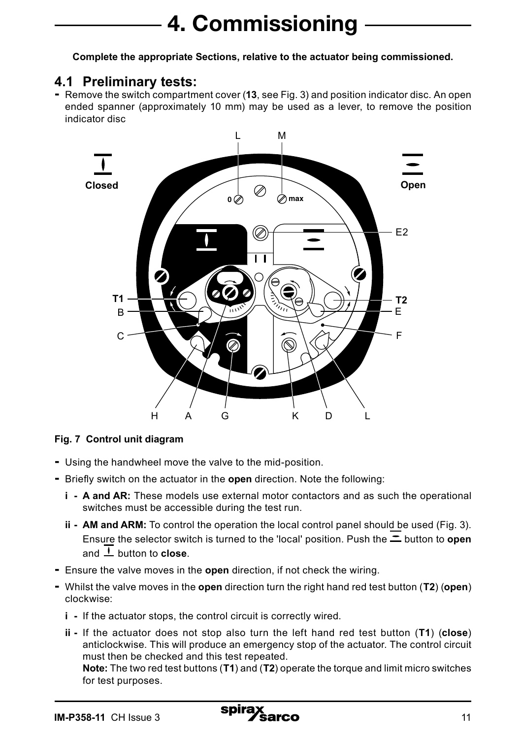# 4. Commissioning

**Complete the appropriate Sections, relative to the actuator being commissioned.**

## 4.1 Preliminary tests:

- Remove the switch compartment cover (**13**, see Fig. 3) and position indicator disc. An open ended spanner (approximately 10 mm) may be used as a lever, to remove the position indicator disc

**Fig. 7 Control unit diagram**

- Using the handwheel move the valve to the mid-position.
- Briefly switch on the actuator in the **open** direction. Note the following:
  - **i - A and AR:** These models use external motor contactors and as such the operational switches must be accessible during the test run.
  - **ii - AM and ARM:** To control the operation the local control panel should be used (Fig. 3). Ensure the selector switch is turned to the 'local' position. Push the ⚌ button to **open** and ⊥ button to **close**.
- Ensure the valve moves in the **open** direction, if not check the wiring.
- Whilst the valve moves in the **open** direction turn the right hand red test button (**T2**) (**open**) clockwise:
  - **i -** If the actuator stops, the control circuit is correctly wired.
  - **ii -** If the actuator does not stop also turn the left hand red test button (**T1**) (**close**) anticlockwise. This will produce an emergency stop of the actuator. The control circuit must then be checked and this test repeated.

    **Note:** The two red test buttons (**T1**) and (**T2**) operate the torque and limit micro switches for test purposes.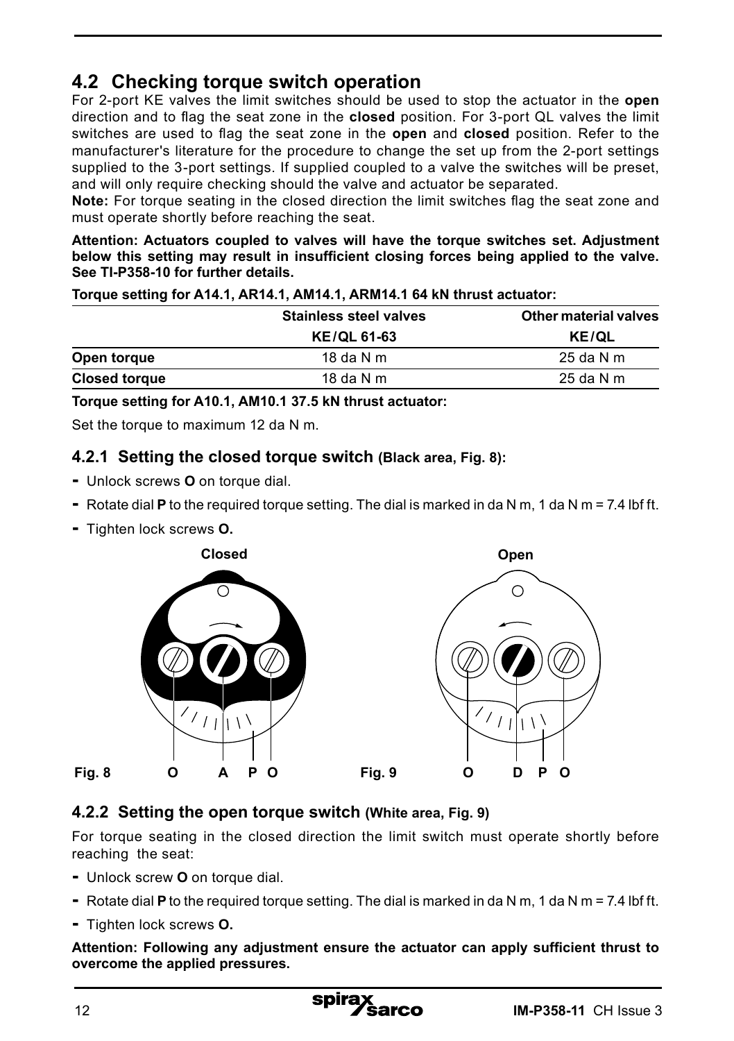## 4.2 Checking torque switch operation

For 2-port KE valves the limit switches should be used to stop the actuator in the **open** direction and to flag the seat zone in the **closed** position. For 3-port QL valves the limit switches are used to flag the seat zone in the **open** and **closed** position. Refer to the manufacturer's literature for the procedure to change the set up from the 2-port settings supplied to the 3-port settings. If supplied coupled to a valve the switches will be preset, and will only require checking should the valve and actuator be separated.

**Note:** For torque seating in the closed direction the limit switches flag the seat zone and must operate shortly before reaching the seat.

**Attention: Actuators coupled to valves will have the torque switches set. Adjustment below this setting may result in insufficient closing forces being applied to the valve. See TI-P358-10 for further details.**

**Torque setting for A14.1, AR14.1, AM14.1, ARM14.1 64 kN thrust actuator:**

| | Stainless steel valves | Other material valves |
|---|---|---|
| | KE/QL 61-63 | KE/QL |
| **Open torque** | 18 da N m | 25 da N m |
| **Closed torque** | 18 da N m | 25 da N m |

**Torque setting for A10.1, AM10.1 37.5 kN thrust actuator:**

Set the torque to maximum 12 da N m.

### 4.2.1 Setting the closed torque switch (Black area, Fig. 8):

- Unlock screws **O** on torque dial.
- Rotate dial **P** to the required torque setting. The dial is marked in da N m, 1 da N m = 7.4 lbf ft.
- Tighten lock screws **O.**

Closed

Fig. 8 O A P O

Open

Fig. 9 O D P O

### 4.2.2 Setting the open torque switch (White area, Fig. 9)

For torque seating in the closed direction the limit switch must operate shortly before reaching the seat:

- Unlock screw **O** on torque dial.
- Rotate dial **P** to the required torque setting. The dial is marked in da N m, 1 da N m = 7.4 lbf ft.
- Tighten lock screws **O.**

**Attention: Following any adjustment ensure the actuator can apply sufficient thrust to overcome the applied pressures.**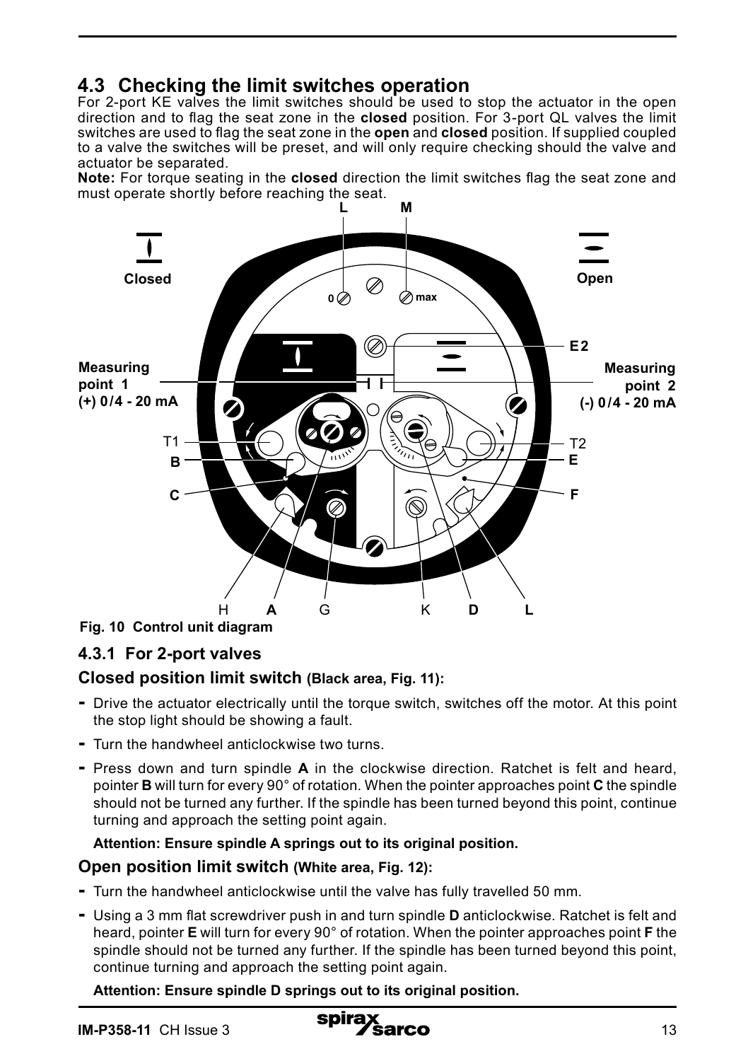## 4.3 Checking the limit switches operation

For 2-port KE valves the limit switches should be used to stop the actuator in the open direction and to flag the seat zone in the **closed** position. For 3-port QL valves the limit switches are used to flag the seat zone in the **open** and **closed** position. If supplied coupled to a valve the switches will be preset, and will only require checking should the valve and actuator be separated.

**Note:** For torque seating in the **closed** direction the limit switches flag the seat zone and must operate shortly before reaching the seat.

**Fig. 10 Control unit diagram**

### 4.3.1 For 2-port valves

#### Closed position limit switch (Black area, Fig. 11):

- Drive the actuator electrically until the torque switch, switches off the motor. At this point the stop light should be showing a fault.
- Turn the handwheel anticlockwise two turns.
- Press down and turn spindle **A** in the clockwise direction. Ratchet is felt and heard, pointer **B** will turn for every 90° of rotation. When the pointer approaches point **C** the spindle should not be turned any further. If the spindle has been turned beyond this point, continue turning and approach the setting point again.

**Attention: Ensure spindle A springs out to its original position.**

#### Open position limit switch (White area, Fig. 12):

- Turn the handwheel anticlockwise until the valve has fully travelled 50 mm.
- Using a 3 mm flat screwdriver push in and turn spindle **D** anticlockwise. Ratchet is felt and heard, pointer **E** will turn for every 90° of rotation. When the pointer approaches point **F** the spindle should not be turned any further. If the spindle has been turned beyond this point, continue turning and approach the setting point again.

**Attention: Ensure spindle D springs out to its original position.**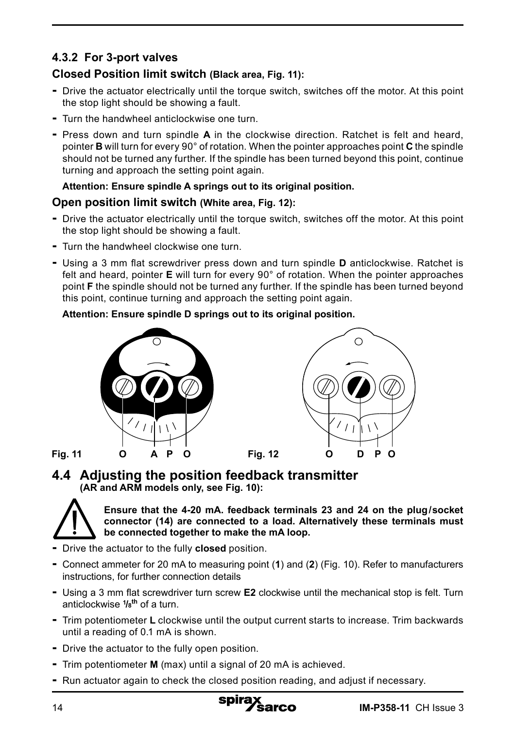### 4.3.2 For 3-port valves

#### Closed Position limit switch (Black area, Fig. 11):

- Drive the actuator electrically until the torque switch, switches off the motor. At this point the stop light should be showing a fault.
- Turn the handwheel anticlockwise one turn.
- Press down and turn spindle **A** in the clockwise direction. Ratchet is felt and heard, pointer **B** will turn for every 90° of rotation. When the pointer approaches point **C** the spindle should not be turned any further. If the spindle has been turned beyond this point, continue turning and approach the setting point again.

**Attention: Ensure spindle A springs out to its original position.**

#### Open position limit switch (White area, Fig. 12):

- Drive the actuator electrically until the torque switch, switches off the motor. At this point the stop light should be showing a fault.
- Turn the handwheel clockwise one turn.
- Using a 3 mm flat screwdriver press down and turn spindle **D** anticlockwise. Ratchet is felt and heard, pointer **E** will turn for every 90° of rotation. When the pointer approaches point **F** the spindle should not be turned any further. If the spindle has been turned beyond this point, continue turning and approach the setting point again.

**Attention: Ensure spindle D springs out to its original position.**

**Fig. 11** O A P O

**Fig. 12** O D P O

## 4.4 Adjusting the position feedback transmitter
**(AR and ARM models only, see Fig. 10):**

**Ensure that the 4-20 mA. feedback terminals 23 and 24 on the plug/socket connector (14) are connected to a load. Alternatively these terminals must be connected together to make the mA loop.**

- Drive the actuator to the fully **closed** position.
- Connect ammeter for 20 mA to measuring point (**1**) and (**2**) (Fig. 10). Refer to manufacturers instructions, for further connection details
- Using a 3 mm flat screwdriver turn screw **E2** clockwise until the mechanical stop is felt. Turn anticlockwise $^{1}/_{8}$th of a turn.
- Trim potentiometer **L** clockwise until the output current starts to increase. Trim backwards until a reading of 0.1 mA is shown.
- Drive the actuator to the fully open position.
- Trim potentiometer **M** (max) until a signal of 20 mA is achieved.
- Run actuator again to check the closed position reading, and adjust if necessary.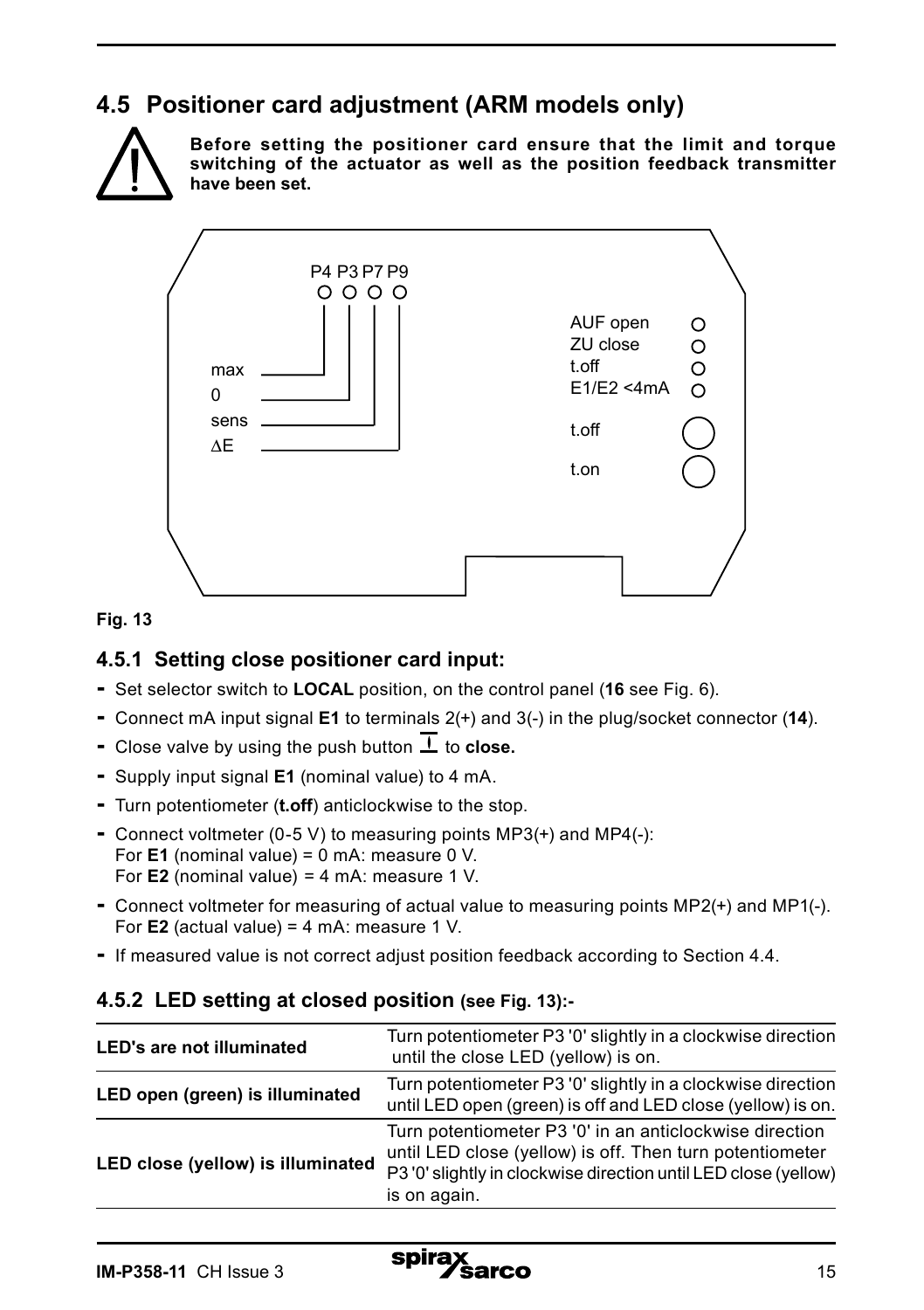## 4.5 Positioner card adjustment (ARM models only)

**Before setting the positioner card ensure that the limit and torque switching of the actuator as well as the position feedback transmitter have been set.**

P4 P3 P7 P9

max
0
sens
ΔE

AUF open
ZU close
t.off
E1/E2 <4mA
t.off
t.on

**Fig. 13**

### 4.5.1 Setting close positioner card input:

- Set selector switch to **LOCAL** position, on the control panel (**16** see Fig. 6).
- Connect mA input signal **E1** to terminals 2(+) and 3(-) in the plug/socket connector (**14**).
- Close valve by using the push button ⊥ to **close.**
- Supply input signal **E1** (nominal value) to 4 mA.
- Turn potentiometer (**t.off**) anticlockwise to the stop.
- Connect voltmeter (0-5 V) to measuring points MP3(+) and MP4(-):
  For **E1** (nominal value) = 0 mA: measure 0 V.
  For **E2** (nominal value) = 4 mA: measure 1 V.
- Connect voltmeter for measuring of actual value to measuring points MP2(+) and MP1(-).
  For **E2** (actual value) = 4 mA: measure 1 V.
- If measured value is not correct adjust position feedback according to Section 4.4.

### 4.5.2 LED setting at closed position (see Fig. 13):-

| | |
|---|---|
| **LED's are not illuminated** | Turn potentiometer P3 '0' slightly in a clockwise direction until the close LED (yellow) is on. |
| **LED open (green) is illuminated** | Turn potentiometer P3 '0' slightly in a clockwise direction until LED open (green) is off and LED close (yellow) is on. |
| **LED close (yellow) is illuminated** | Turn potentiometer P3 '0' in an anticlockwise direction until LED close (yellow) is off. Then turn potentiometer P3 '0' slightly in clockwise direction until LED close (yellow) is on again. |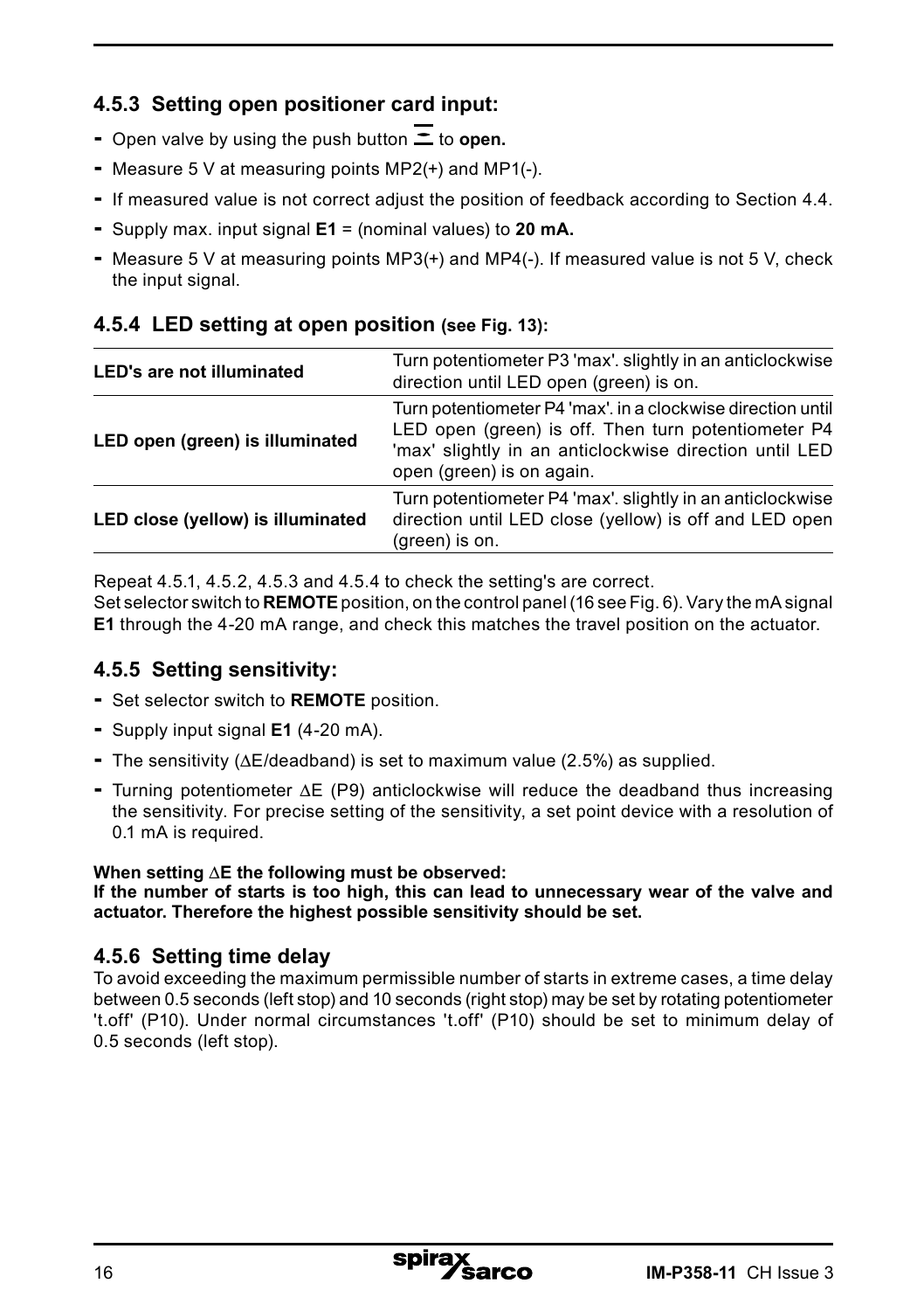### 4.5.3 Setting open positioner card input:

- Open valve by using the push button ⊼ to **open.**
- Measure 5 V at measuring points MP2(+) and MP1(-).
- If measured value is not correct adjust the position of feedback according to Section 4.4.
- Supply max. input signal **E1** = (nominal values) to **20 mA.**
- Measure 5 V at measuring points MP3(+) and MP4(-). If measured value is not 5 V, check the input signal.

### 4.5.4 LED setting at open position (see Fig. 13):

| | |
|---|---|
| **LED's are not illuminated** | Turn potentiometer P3 'max'. slightly in an anticlockwise direction until LED open (green) is on. |
| **LED open (green) is illuminated** | Turn potentiometer P4 'max'. in a clockwise direction until LED open (green) is off. Then turn potentiometer P4 'max' slightly in an anticlockwise direction until LED open (green) is on again. |
| **LED close (yellow) is illuminated** | Turn potentiometer P4 'max'. slightly in an anticlockwise direction until LED close (yellow) is off and LED open (green) is on. |

Repeat 4.5.1, 4.5.2, 4.5.3 and 4.5.4 to check the setting's are correct.
Set selector switch to **REMOTE** position, on the control panel (16 see Fig. 6). Vary the mA signal **E1** through the 4-20 mA range, and check this matches the travel position on the actuator.

### 4.5.5 Setting sensitivity:

- Set selector switch to **REMOTE** position.
- Supply input signal **E1** (4-20 mA).
- The sensitivity ($\Delta$E/deadband) is set to maximum value (2.5%) as supplied.
- Turning potentiometer $\Delta$E (P9) anticlockwise will reduce the deadband thus increasing the sensitivity. For precise setting of the sensitivity, a set point device with a resolution of 0.1 mA is required.

**When setting $\Delta$E the following must be observed:**
**If the number of starts is too high, this can lead to unnecessary wear of the valve and actuator. Therefore the highest possible sensitivity should be set.**

### 4.5.6 Setting time delay

To avoid exceeding the maximum permissible number of starts in extreme cases, a time delay between 0.5 seconds (left stop) and 10 seconds (right stop) may be set by rotating potentiometer 't.off' (P10). Under normal circumstances 't.off' (P10) should be set to minimum delay of 0.5 seconds (left stop).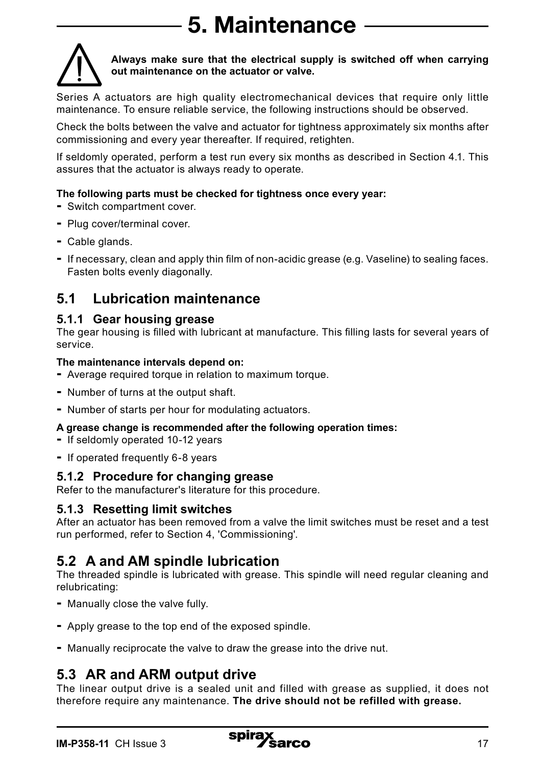# 5. Maintenance

**Always make sure that the electrical supply is switched off when carrying out maintenance on the actuator or valve.**

Series A actuators are high quality electromechanical devices that require only little maintenance. To ensure reliable service, the following instructions should be observed.

Check the bolts between the valve and actuator for tightness approximately six months after commissioning and every year thereafter. If required, retighten.

If seldomly operated, perform a test run every six months as described in Section 4.1. This assures that the actuator is always ready to operate.

**The following parts must be checked for tightness once every year:**

- Switch compartment cover.
- Plug cover/terminal cover.
- Cable glands.
- If necessary, clean and apply thin film of non-acidic grease (e.g. Vaseline) to sealing faces. Fasten bolts evenly diagonally.

## 5.1 Lubrication maintenance

### 5.1.1 Gear housing grease

The gear housing is filled with lubricant at manufacture. This filling lasts for several years of service.

**The maintenance intervals depend on:**

- Average required torque in relation to maximum torque.
- Number of turns at the output shaft.
- Number of starts per hour for modulating actuators.

**A grease change is recommended after the following operation times:**

- If seldomly operated 10-12 years
- If operated frequently 6-8 years

### 5.1.2 Procedure for changing grease

Refer to the manufacturer's literature for this procedure.

### 5.1.3 Resetting limit switches

After an actuator has been removed from a valve the limit switches must be reset and a test run performed, refer to Section 4, 'Commissioning'.

## 5.2 A and AM spindle lubrication

The threaded spindle is lubricated with grease. This spindle will need regular cleaning and relubricating:

- Manually close the valve fully.
- Apply grease to the top end of the exposed spindle.
- Manually reciprocate the valve to draw the grease into the drive nut.

## 5.3 AR and ARM output drive

The linear output drive is a sealed unit and filled with grease as supplied, it does not therefore require any maintenance. **The drive should not be refilled with grease.**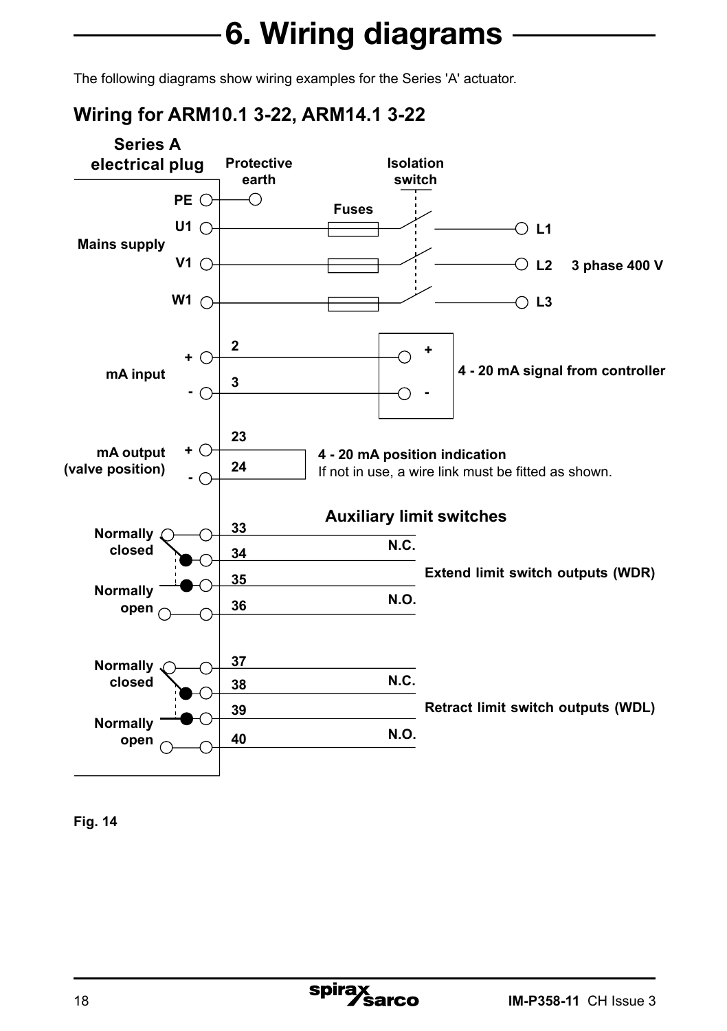# 6. Wiring diagrams

The following diagrams show wiring examples for the Series 'A' actuator.

## Wiring for ARM10.1 3-22, ARM14.1 3-22

Series A electrical plug

Protective earth

Isolation switch

Fuses

PE

U1 — L1

Mains supply

V1 — L2 3 phase 400 V

W1 — L3

mA input

+ 2 +

- 3 -

4 - 20 mA signal from controller

mA output (valve position)

+ 23

- 24

**4 - 20 mA position indication**
If not in use, a wire link must be fitted as shown.

**Auxiliary limit switches**

Normally closed 33, 34 N.C.

Normally open 35, 36 N.O.

Extend limit switch outputs (WDR)

Normally closed 37, 38 N.C.

Normally open 39, 40 N.O.

Retract limit switch outputs (WDL)

**Fig. 14**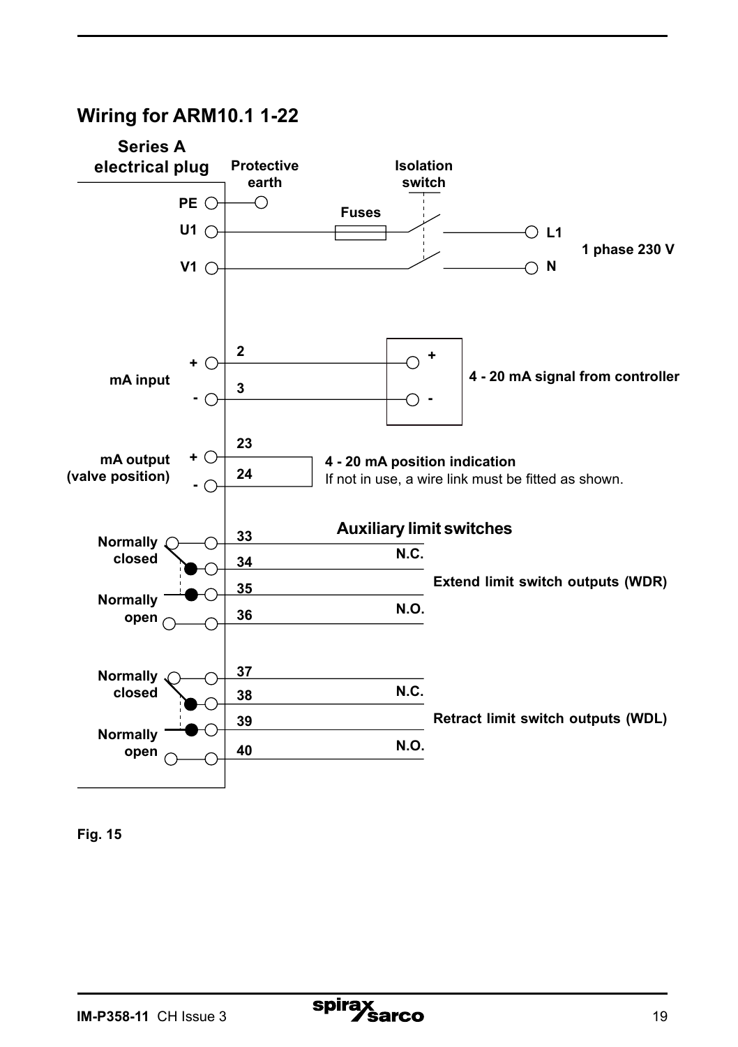## Wiring for ARM10.1 1-22

Series A electrical plug

Protective earth

Isolation switch

Fuses

PE

U1

V1

L1

N

1 phase 230 V

mA input

\+ 2

\- 3

4 - 20 mA signal from controller

mA output (valve position)

\+ 23

\- 24

**4 - 20 mA position indication**
If not in use, a wire link must be fitted as shown.

**Auxiliary limit switches**

Normally closed

Normally open

33

34

35

36

N.C.

N.O.

Extend limit switch outputs (WDR)

Normally closed

Normally open

37

38

39

40

N.C.

N.O.

Retract limit switch outputs (WDL)

**Fig. 15**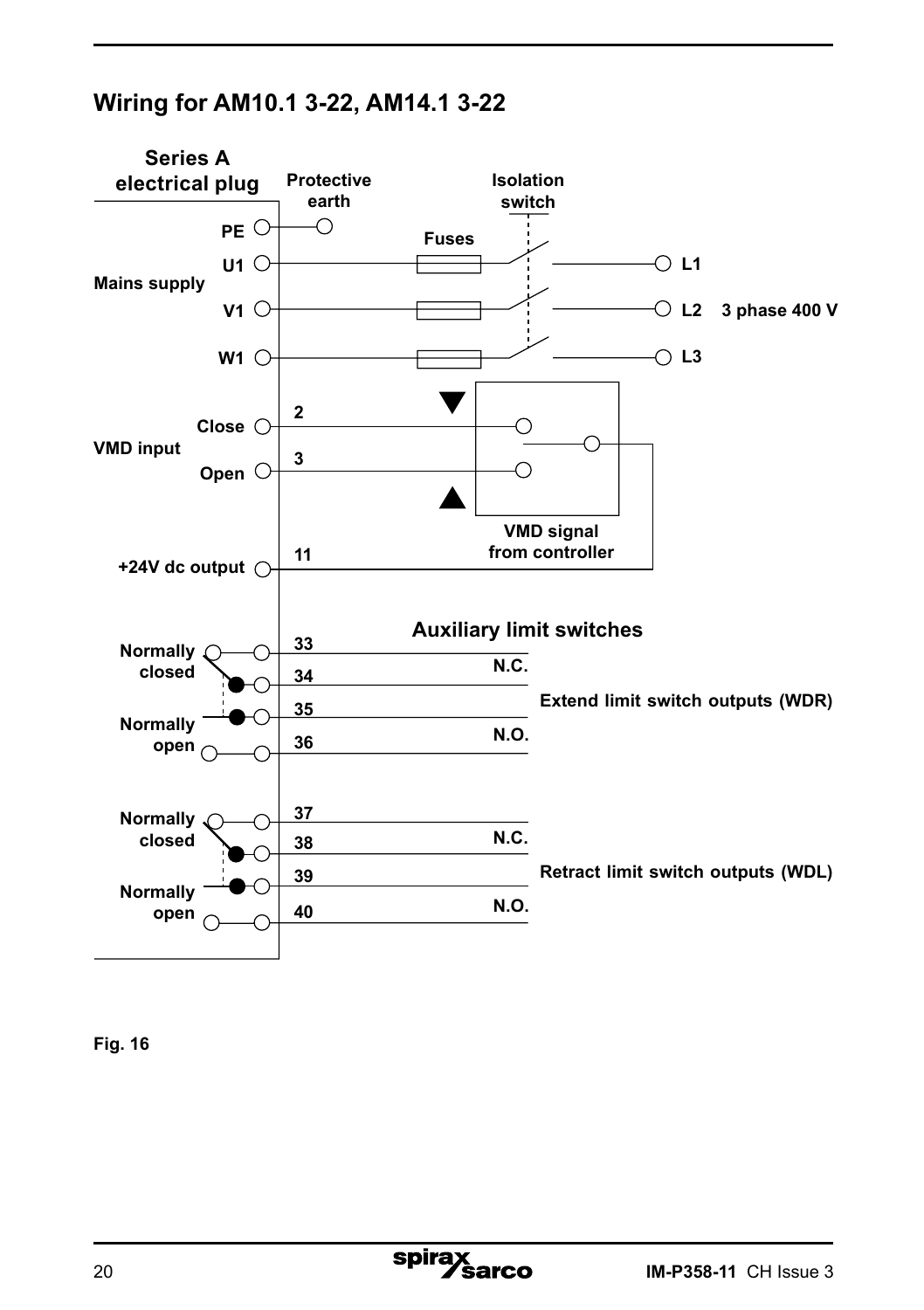## Wiring for AM10.1 3-22, AM14.1 3-22

Series A electrical plug

Protective earth

Isolation switch

PE

Fuses

U1 — L1

Mains supply

V1 — L2 — 3 phase 400 V

W1 — L3

Close — 2

VMD input

Open — 3

VMD signal from controller

+24V dc output — 11

Auxiliary limit switches

Normally closed — 33, 34 — N.C.

Extend limit switch outputs (WDR)

Normally open — 35, 36 — N.O.

Normally closed — 37, 38 — N.C.

Retract limit switch outputs (WDL)

Normally open — 39, 40 — N.O.

**Fig. 16**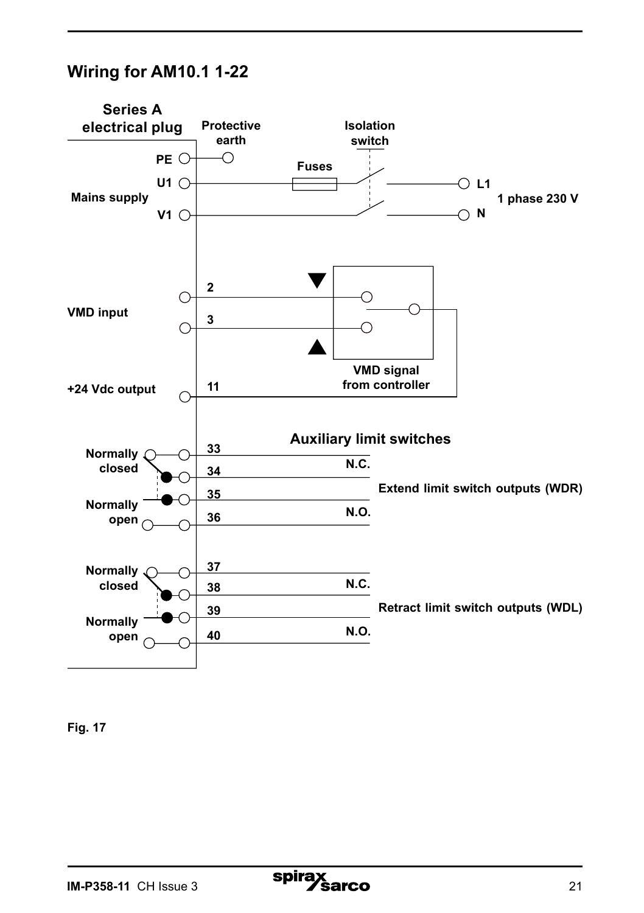## Wiring for AM10.1 1-22

Series A electrical plug

Protective earth

Isolation switch

PE

Fuses

U1 — L1

Mains supply — 1 phase 230 V

V1 — N

2

VMD input

3

VMD signal from controller

+24 Vdc output — 11

Auxiliary limit switches

Normally closed — 33, 34 — N.C.

Extend limit switch outputs (WDR)

Normally open — 35, 36 — N.O.

Normally closed — 37, 38 — N.C.

Retract limit switch outputs (WDL)

Normally open — 39, 40 — N.O.

**Fig. 17**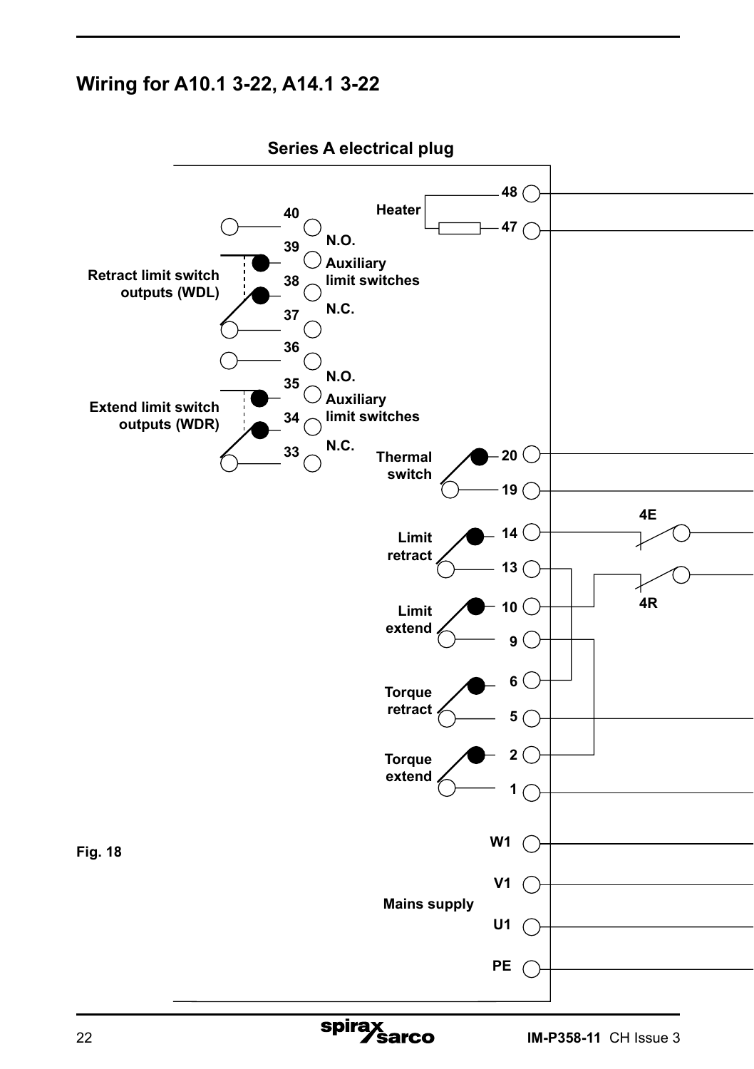## Wiring for A10.1 3-22, A14.1 3-22

**Series A electrical plug**

Heater — 48, 47

Retract limit switch outputs (WDL) — 40, 39, 38, 37 — N.O. Auxiliary limit switches N.C.

Extend limit switch outputs (WDR) — 36, 35, 34, 33 — N.O. Auxiliary limit switches N.C.

Thermal switch — 20, 19

Limit retract — 14, 13

Limit extend — 10, 9

Torque retract — 6, 5

Torque extend — 2, 1

4E

4R

Mains supply — W1, V1, U1, PE

**Fig. 18**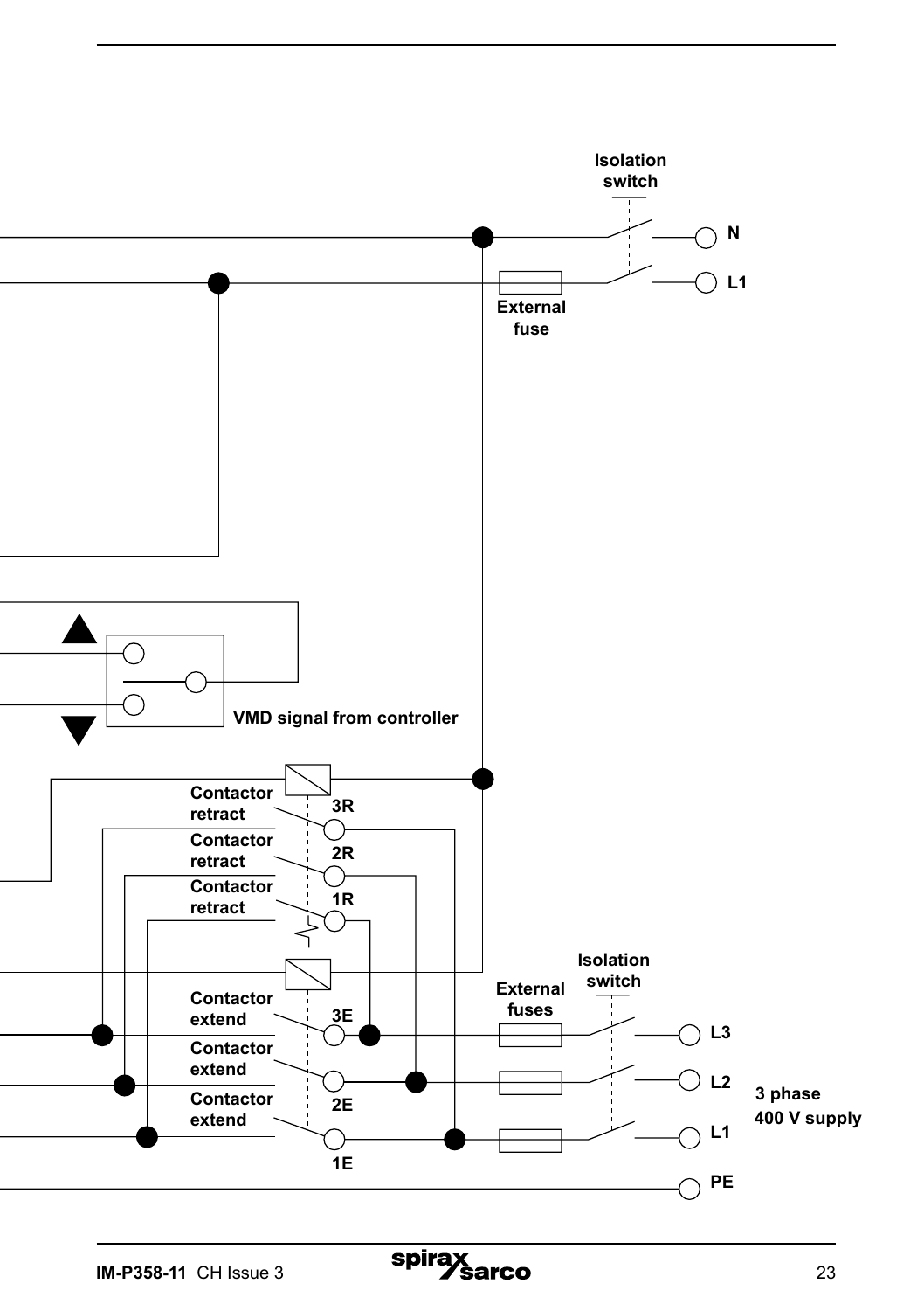Isolation switch

N

L1

External fuse

VMD signal from controller

Contactor retract

3R

Contactor retract

2R

Contactor retract

1R

Contactor extend

3E

Contactor extend

2E

Contactor extend

1E

External fuses

Isolation switch

L3

L2

L1

3 phase 400 V supply

PE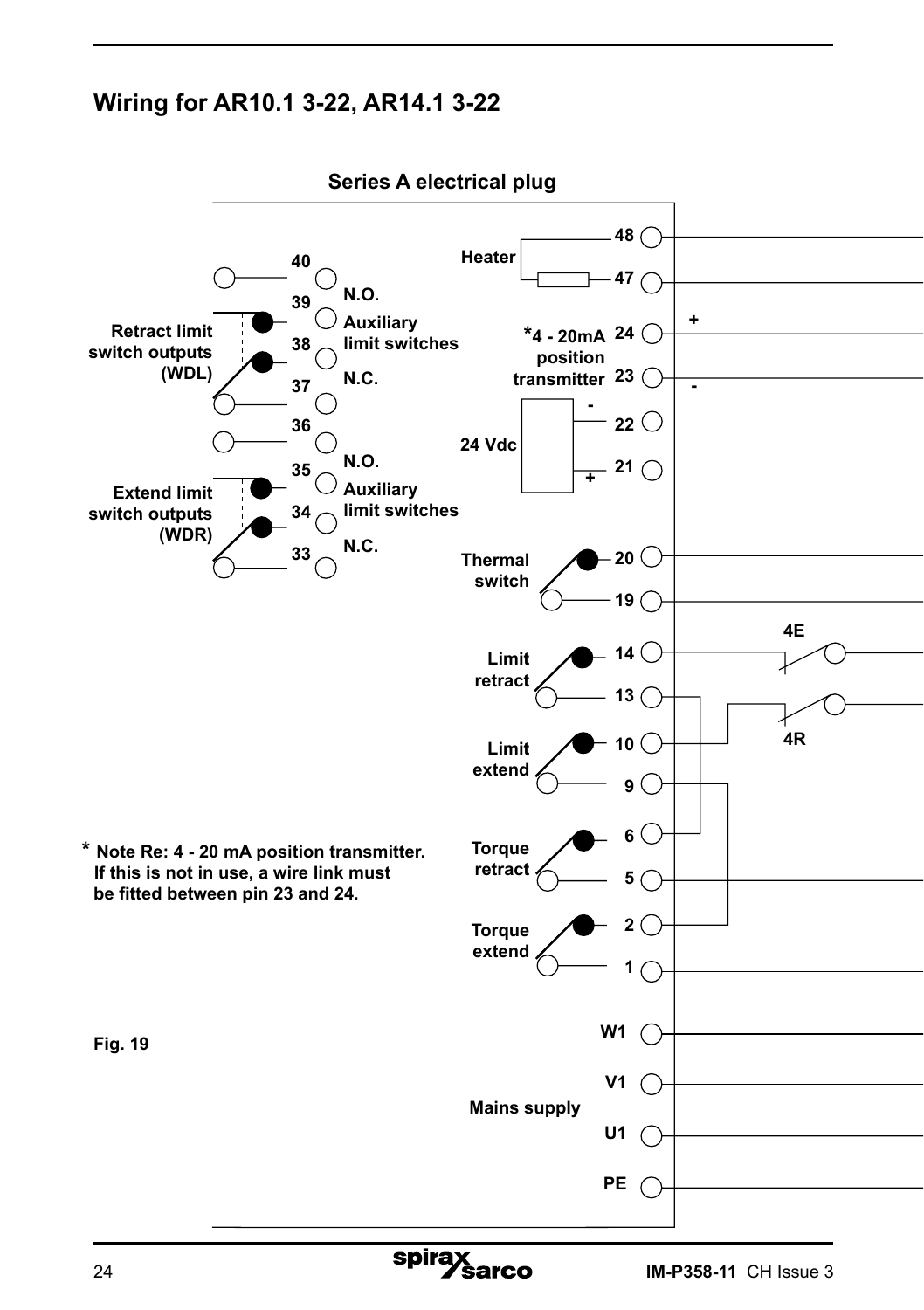## Wiring for AR10.1 3-22, AR14.1 3-22

Series A electrical plug

Heater 48 47

*4 - 20mA position transmitter 24 + 23 -

24 Vdc 22 - 21 +

40 39 N.O. Auxiliary limit switches 38 N.C. 37

Retract limit switch outputs (WDL)

36 35 N.O. Auxiliary limit switches 34 N.C. 33

Extend limit switch outputs (WDR)

Thermal switch 20 19

Limit retract 14 13

Limit extend 10 9

4E 4R

Torque retract 6 5

Torque extend 2 1

Mains supply W1 V1 U1 PE

* **Note Re: 4 - 20 mA position transmitter. If this is not in use, a wire link must be fitted between pin 23 and 24.**

**Fig. 19**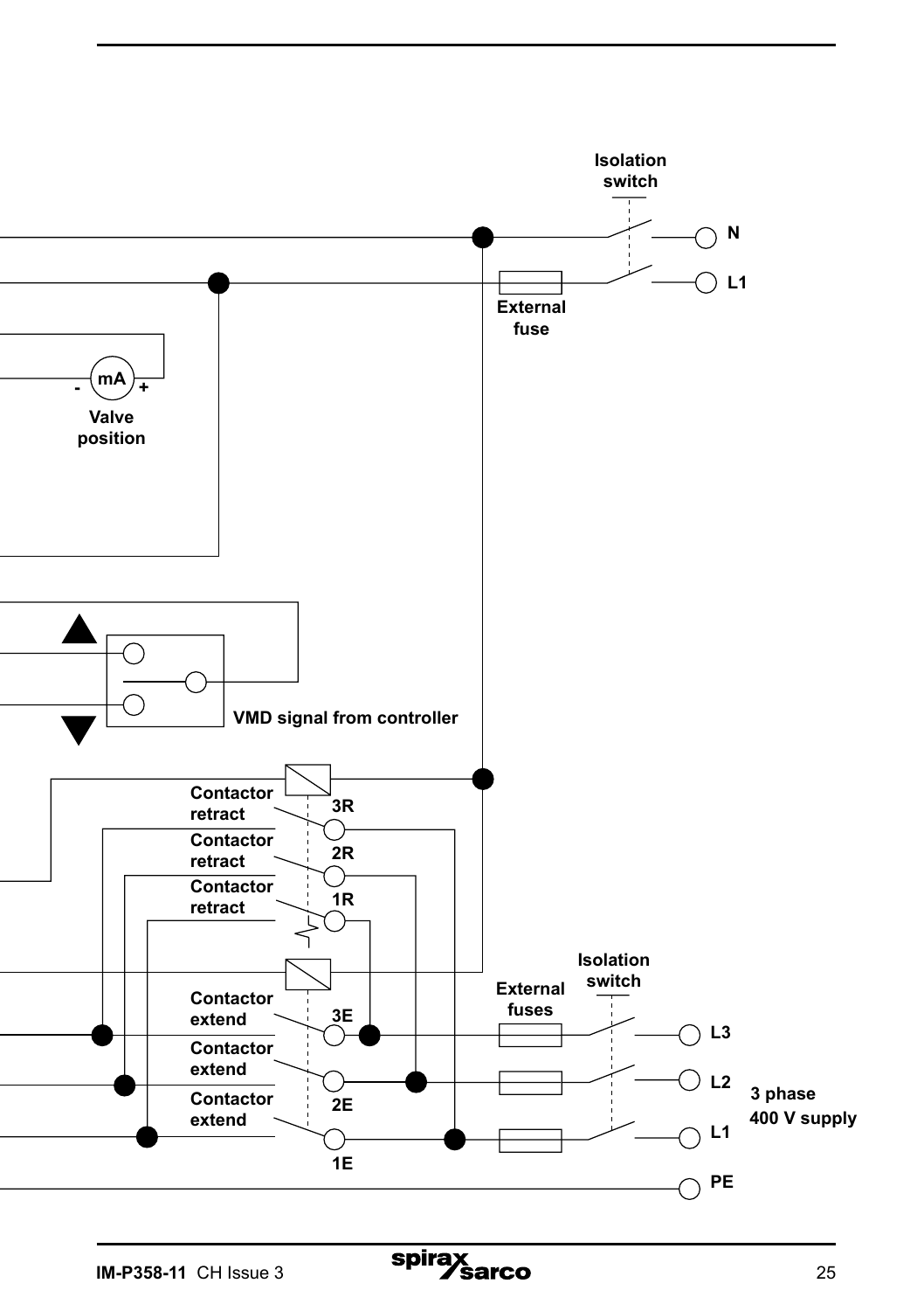Isolation switch

N

L1

External fuse

mA

Valve position

VMD signal from controller

Contactor retract

3R

Contactor retract

2R

Contactor retract

1R

Contactor extend

3E

Contactor extend

2E

Contactor extend

1E

External fuses

Isolation switch

L3

L2

L1

3 phase 400 V supply

PE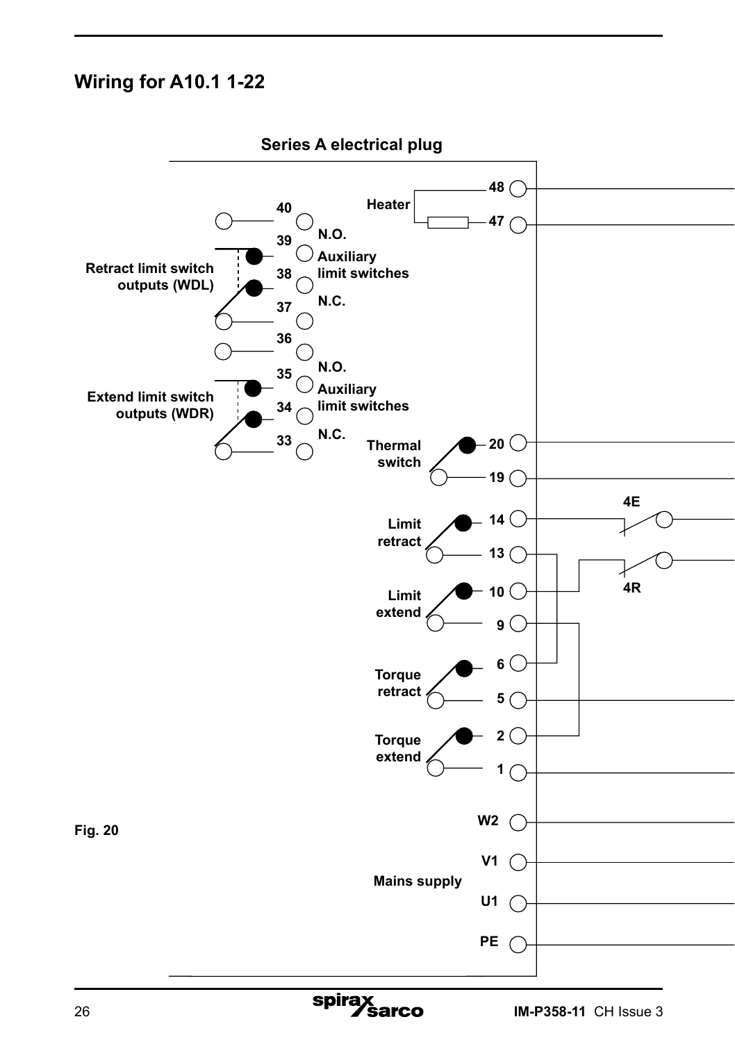## Wiring for A10.1 1-22

Series A electrical plug

Heater 48 47

40 N.O. 39 Auxiliary limit switches 38 N.C. 37

Retract limit switch outputs (WDL)

36 N.O. 35 Auxiliary limit switches 34 N.C. 33

Extend limit switch outputs (WDR)

Thermal switch 20 19

Limit retract 14 13

4E

4R

Limit extend 10 9

Torque retract 6 5

Torque extend 2 1

Mains supply W2 V1 U1 PE

Fig. 20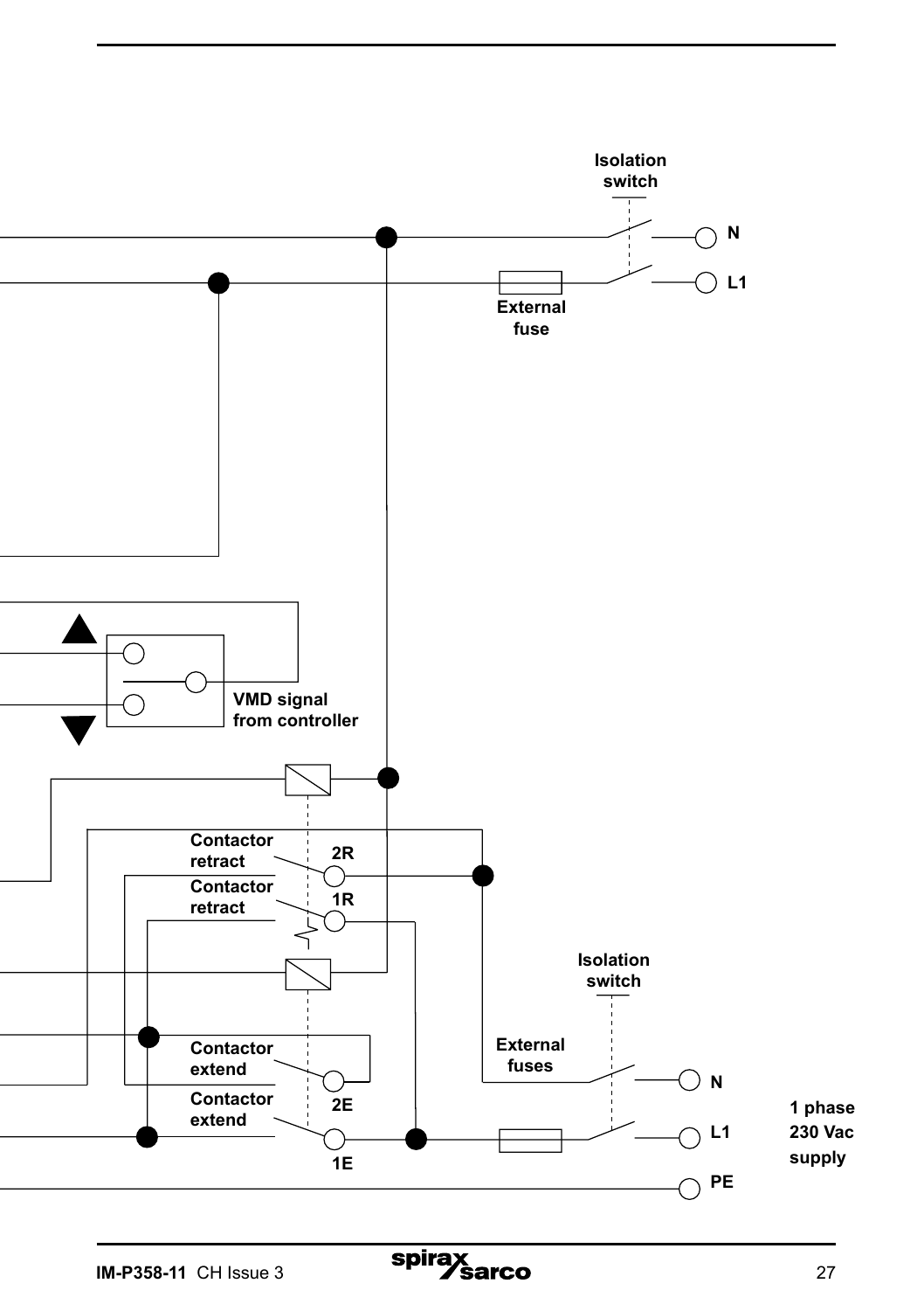Isolation switch

N

L1

External fuse

VMD signal from controller

Contactor retract

2R

Contactor retract

1R

Isolation switch

External fuses

N

Contactor extend

2E

Contactor extend

1E

L1

PE

1 phase 230 Vac supply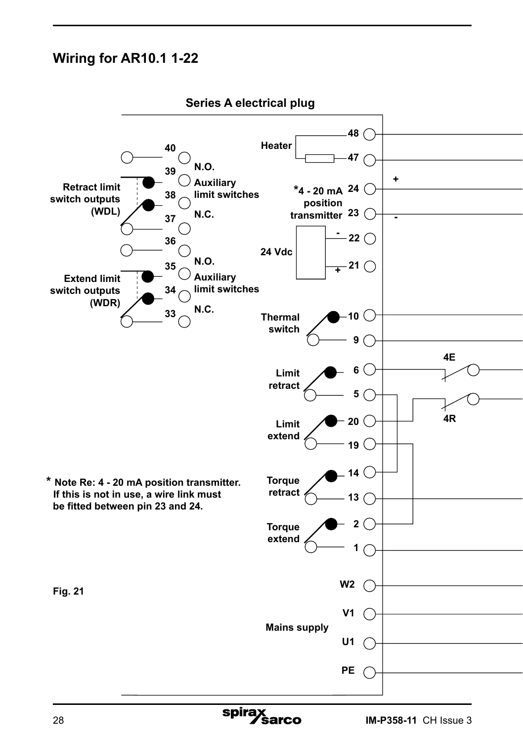## Wiring for AR10.1 1-22

Series A electrical plug

Heater 48 47

*4 - 20 mA position transmitter 24 (+) 23 (-)

24 Vdc 22 (-) 21 (+)

Retract limit switch outputs (WDL) 40 39 38 37 — N.O. Auxiliary limit switches N.C.

Extend limit switch outputs (WDR) 36 35 34 33 — N.O. Auxiliary limit switches N.C.

Thermal switch 10 9

Limit retract 6 5

Limit extend 20 19

Torque retract 14 13

Torque extend 2 1

4E 4R

Mains supply W2 V1 U1 PE

**\* Note Re: 4 - 20 mA position transmitter. If this is not in use, a wire link must be fitted between pin 23 and 24.**

**Fig. 21**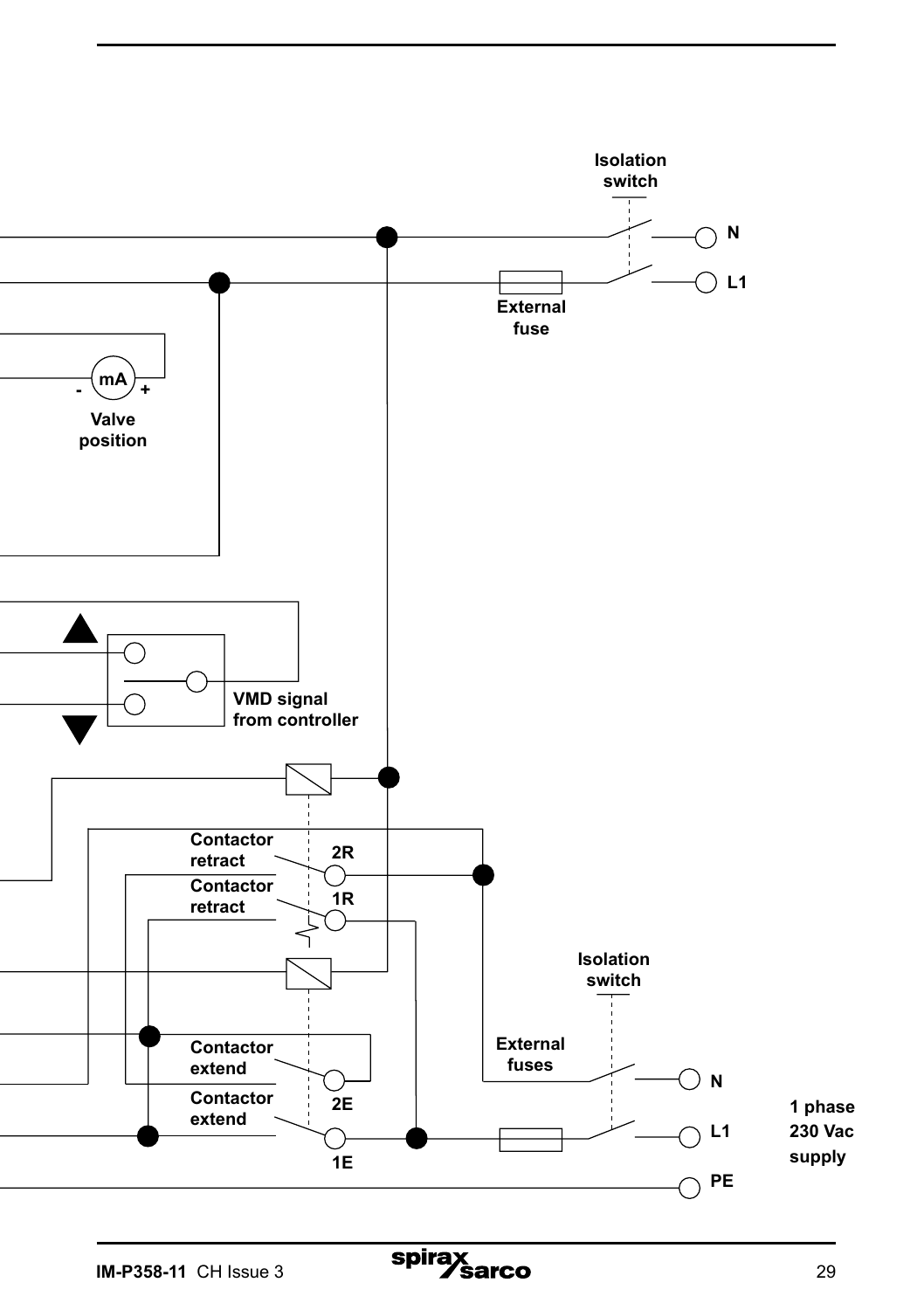Isolation switch

N

L1

External fuse

mA

\- +

Valve position

VMD signal from controller

Contactor retract

2R

Contactor retract

1R

Isolation switch

Contactor extend

2E

Contactor extend

1E

External fuses

N

L1

PE

1 phase 230 Vac supply